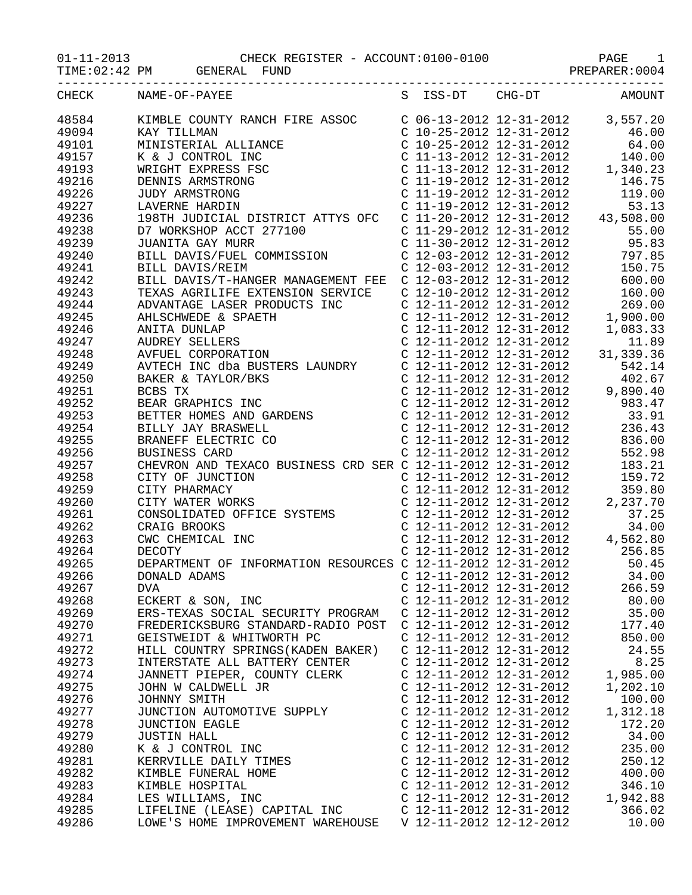01-11-2013 CHECK REGISTER - ACCOUNT:0100-0100
TIME:02:42 PM GENERAL FUND PREPARER:0004

| CHECK | NAME-OF-PAYEE | S | ISS-DT | CHG-DT | AMOUNT |
|---|---|---|---|---|---|
| 48584 | KIMBLE COUNTY RANCH FIRE ASSOC | C | 06-13-2012 | 12-31-2012 | 3,557.20 |
| 49094 | KAY TILLMAN | C | 10-25-2012 | 12-31-2012 | 46.00 |
| 49101 | MINISTERIAL ALLIANCE | C | 10-25-2012 | 12-31-2012 | 64.00 |
| 49157 | K & J CONTROL INC | C | 11-13-2012 | 12-31-2012 | 140.00 |
| 49193 | WRIGHT EXPRESS FSC | C | 11-13-2012 | 12-31-2012 | 1,340.23 |
| 49216 | DENNIS ARMSTRONG | C | 11-19-2012 | 12-31-2012 | 146.75 |
| 49226 | JUDY ARMSTRONG | C | 11-19-2012 | 12-31-2012 | 119.00 |
| 49227 | LAVERNE HARDIN | C | 11-19-2012 | 12-31-2012 | 53.13 |
| 49236 | 198TH JUDICIAL DISTRICT ATTYS OFC | C | 11-20-2012 | 12-31-2012 | 43,508.00 |
| 49238 | D7 WORKSHOP ACCT 277100 | C | 11-29-2012 | 12-31-2012 | 55.00 |
| 49239 | JUANITA GAY MURR | C | 11-30-2012 | 12-31-2012 | 95.83 |
| 49240 | BILL DAVIS/FUEL COMMISSION | C | 12-03-2012 | 12-31-2012 | 797.85 |
| 49241 | BILL DAVIS/REIM | C | 12-03-2012 | 12-31-2012 | 150.75 |
| 49242 | BILL DAVIS/T-HANGER MANAGEMENT FEE | C | 12-03-2012 | 12-31-2012 | 600.00 |
| 49243 | TEXAS AGRILIFE EXTENSION SERVICE | C | 12-10-2012 | 12-31-2012 | 160.00 |
| 49244 | ADVANTAGE LASER PRODUCTS INC | C | 12-11-2012 | 12-31-2012 | 269.00 |
| 49245 | AHLSCHWEDE & SPAETH | C | 12-11-2012 | 12-31-2012 | 1,900.00 |
| 49246 | ANITA DUNLAP | C | 12-11-2012 | 12-31-2012 | 1,083.33 |
| 49247 | AUDREY SELLERS | C | 12-11-2012 | 12-31-2012 | 11.89 |
| 49248 | AVFUEL CORPORATION | C | 12-11-2012 | 12-31-2012 | 31,339.36 |
| 49249 | AVTECH INC dba BUSTERS LAUNDRY | C | 12-11-2012 | 12-31-2012 | 542.14 |
| 49250 | BAKER & TAYLOR/BKS | C | 12-11-2012 | 12-31-2012 | 402.67 |
| 49251 | BCBS TX | C | 12-11-2012 | 12-31-2012 | 9,890.40 |
| 49252 | BEAR GRAPHICS INC | C | 12-11-2012 | 12-31-2012 | 983.47 |
| 49253 | BETTER HOMES AND GARDENS | C | 12-11-2012 | 12-31-2012 | 33.91 |
| 49254 | BILLY JAY BRASWELL | C | 12-11-2012 | 12-31-2012 | 236.43 |
| 49255 | BRANEFF ELECTRIC CO | C | 12-11-2012 | 12-31-2012 | 836.00 |
| 49256 | BUSINESS CARD | C | 12-11-2012 | 12-31-2012 | 552.98 |
| 49257 | CHEVRON AND TEXACO BUSINESS CRD SER | C | 12-11-2012 | 12-31-2012 | 183.21 |
| 49258 | CITY OF JUNCTION | C | 12-11-2012 | 12-31-2012 | 159.72 |
| 49259 | CITY PHARMACY | C | 12-11-2012 | 12-31-2012 | 359.80 |
| 49260 | CITY WATER WORKS | C | 12-11-2012 | 12-31-2012 | 2,237.70 |
| 49261 | CONSOLIDATED OFFICE SYSTEMS | C | 12-11-2012 | 12-31-2012 | 37.25 |
| 49262 | CRAIG BROOKS | C | 12-11-2012 | 12-31-2012 | 34.00 |
| 49263 | CWC CHEMICAL INC | C | 12-11-2012 | 12-31-2012 | 4,562.80 |
| 49264 | DECOTY | C | 12-11-2012 | 12-31-2012 | 256.85 |
| 49265 | DEPARTMENT OF INFORMATION RESOURCES | C | 12-11-2012 | 12-31-2012 | 50.45 |
| 49266 | DONALD ADAMS | C | 12-11-2012 | 12-31-2012 | 34.00 |
| 49267 | DVA | C | 12-11-2012 | 12-31-2012 | 266.59 |
| 49268 | ECKERT & SON, INC | C | 12-11-2012 | 12-31-2012 | 80.00 |
| 49269 | ERS-TEXAS SOCIAL SECURITY PROGRAM | C | 12-11-2012 | 12-31-2012 | 35.00 |
| 49270 | FREDERICKSBURG STANDARD-RADIO POST | C | 12-11-2012 | 12-31-2012 | 177.40 |
| 49271 | GEISTWEIDT & WHITWORTH PC | C | 12-11-2012 | 12-31-2012 | 850.00 |
| 49272 | HILL COUNTRY SPRINGS(KADEN BAKER) | C | 12-11-2012 | 12-31-2012 | 24.55 |
| 49273 | INTERSTATE ALL BATTERY CENTER | C | 12-11-2012 | 12-31-2012 | 8.25 |
| 49274 | JANNETT PIEPER, COUNTY CLERK | C | 12-11-2012 | 12-31-2012 | 1,985.00 |
| 49275 | JOHN W CALDWELL JR | C | 12-11-2012 | 12-31-2012 | 1,202.10 |
| 49276 | JOHNNY SMITH | C | 12-11-2012 | 12-31-2012 | 100.00 |
| 49277 | JUNCTION AUTOMOTIVE SUPPLY | C | 12-11-2012 | 12-31-2012 | 1,312.18 |
| 49278 | JUNCTION EAGLE | C | 12-11-2012 | 12-31-2012 | 172.20 |
| 49279 | JUSTIN HALL | C | 12-11-2012 | 12-31-2012 | 34.00 |
| 49280 | K & J CONTROL INC | C | 12-11-2012 | 12-31-2012 | 235.00 |
| 49281 | KERRVILLE DAILY TIMES | C | 12-11-2012 | 12-31-2012 | 250.12 |
| 49282 | KIMBLE FUNERAL HOME | C | 12-11-2012 | 12-31-2012 | 400.00 |
| 49283 | KIMBLE HOSPITAL | C | 12-11-2012 | 12-31-2012 | 346.10 |
| 49284 | LES WILLIAMS, INC | C | 12-11-2012 | 12-31-2012 | 1,942.88 |
| 49285 | LIFELINE (LEASE) CAPITAL INC | C | 12-11-2012 | 12-31-2012 | 366.02 |
| 49286 | LOWE'S HOME IMPROVEMENT WAREHOUSE | V | 12-11-2012 | 12-12-2012 | 10.00 |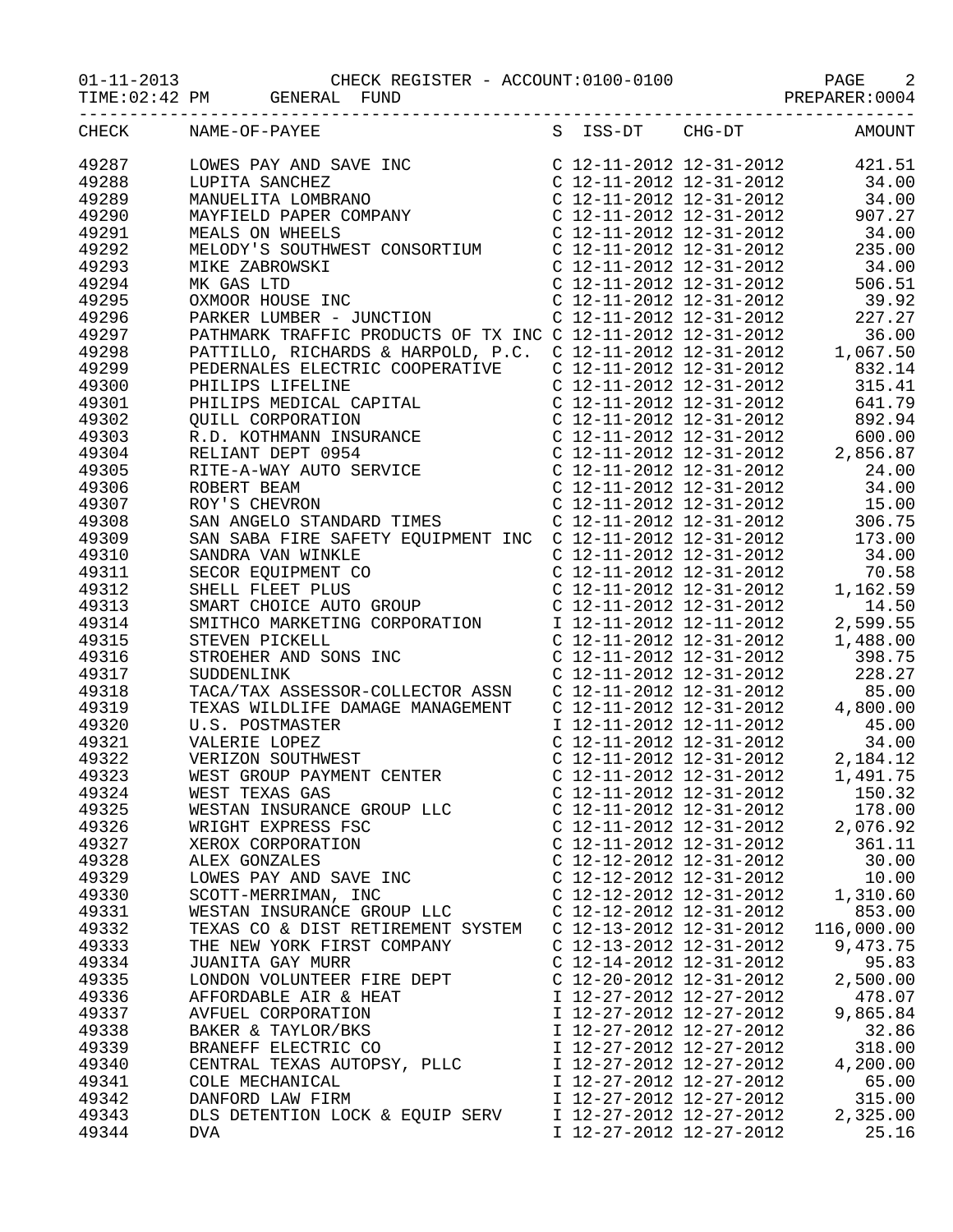01-11-2013 CHECK REGISTER - ACCOUNT:0100-0100
TIME:02:42 PM GENERAL FUND PREPARER:0004

| CHECK | NAME-OF-PAYEE | S | ISS-DT | CHG-DT | AMOUNT |
|---|---|---|---|---|---|
| 49287 | LOWES PAY AND SAVE INC | C | 12-11-2012 | 12-31-2012 | 421.51 |
| 49288 | LUPITA SANCHEZ | C | 12-11-2012 | 12-31-2012 | 34.00 |
| 49289 | MANUELITA LOMBRANO | C | 12-11-2012 | 12-31-2012 | 34.00 |
| 49290 | MAYFIELD PAPER COMPANY | C | 12-11-2012 | 12-31-2012 | 907.27 |
| 49291 | MEALS ON WHEELS | C | 12-11-2012 | 12-31-2012 | 34.00 |
| 49292 | MELODY'S SOUTHWEST CONSORTIUM | C | 12-11-2012 | 12-31-2012 | 235.00 |
| 49293 | MIKE ZABROWSKI | C | 12-11-2012 | 12-31-2012 | 34.00 |
| 49294 | MK GAS LTD | C | 12-11-2012 | 12-31-2012 | 506.51 |
| 49295 | OXMOOR HOUSE INC | C | 12-11-2012 | 12-31-2012 | 39.92 |
| 49296 | PARKER LUMBER - JUNCTION | C | 12-11-2012 | 12-31-2012 | 227.27 |
| 49297 | PATHMARK TRAFFIC PRODUCTS OF TX INC | C | 12-11-2012 | 12-31-2012 | 36.00 |
| 49298 | PATTILLO, RICHARDS & HARPOLD, P.C. | C | 12-11-2012 | 12-31-2012 | 1,067.50 |
| 49299 | PEDERNALES ELECTRIC COOPERATIVE | C | 12-11-2012 | 12-31-2012 | 832.14 |
| 49300 | PHILIPS LIFELINE | C | 12-11-2012 | 12-31-2012 | 315.41 |
| 49301 | PHILIPS MEDICAL CAPITAL | C | 12-11-2012 | 12-31-2012 | 641.79 |
| 49302 | QUILL CORPORATION | C | 12-11-2012 | 12-31-2012 | 892.94 |
| 49303 | R.D. KOTHMANN INSURANCE | C | 12-11-2012 | 12-31-2012 | 600.00 |
| 49304 | RELIANT DEPT 0954 | C | 12-11-2012 | 12-31-2012 | 2,856.87 |
| 49305 | RITE-A-WAY AUTO SERVICE | C | 12-11-2012 | 12-31-2012 | 24.00 |
| 49306 | ROBERT BEAM | C | 12-11-2012 | 12-31-2012 | 34.00 |
| 49307 | ROY'S CHEVRON | C | 12-11-2012 | 12-31-2012 | 15.00 |
| 49308 | SAN ANGELO STANDARD TIMES | C | 12-11-2012 | 12-31-2012 | 306.75 |
| 49309 | SAN SABA FIRE SAFETY EQUIPMENT INC | C | 12-11-2012 | 12-31-2012 | 173.00 |
| 49310 | SANDRA VAN WINKLE | C | 12-11-2012 | 12-31-2012 | 34.00 |
| 49311 | SECOR EQUIPMENT CO | C | 12-11-2012 | 12-31-2012 | 70.58 |
| 49312 | SHELL FLEET PLUS | C | 12-11-2012 | 12-31-2012 | 1,162.59 |
| 49313 | SMART CHOICE AUTO GROUP | C | 12-11-2012 | 12-31-2012 | 14.50 |
| 49314 | SMITHCO MARKETING CORPORATION | I | 12-11-2012 | 12-11-2012 | 2,599.55 |
| 49315 | STEVEN PICKELL | C | 12-11-2012 | 12-31-2012 | 1,488.00 |
| 49316 | STROEHER AND SONS INC | C | 12-11-2012 | 12-31-2012 | 398.75 |
| 49317 | SUDDENLINK | C | 12-11-2012 | 12-31-2012 | 228.27 |
| 49318 | TACA/TAX ASSESSOR-COLLECTOR ASSN | C | 12-11-2012 | 12-31-2012 | 85.00 |
| 49319 | TEXAS WILDLIFE DAMAGE MANAGEMENT | C | 12-11-2012 | 12-31-2012 | 4,800.00 |
| 49320 | U.S. POSTMASTER | I | 12-11-2012 | 12-11-2012 | 45.00 |
| 49321 | VALERIE LOPEZ | C | 12-11-2012 | 12-31-2012 | 34.00 |
| 49322 | VERIZON SOUTHWEST | C | 12-11-2012 | 12-31-2012 | 2,184.12 |
| 49323 | WEST GROUP PAYMENT CENTER | C | 12-11-2012 | 12-31-2012 | 1,491.75 |
| 49324 | WEST TEXAS GAS | C | 12-11-2012 | 12-31-2012 | 150.32 |
| 49325 | WESTAN INSURANCE GROUP LLC | C | 12-11-2012 | 12-31-2012 | 178.00 |
| 49326 | WRIGHT EXPRESS FSC | C | 12-11-2012 | 12-31-2012 | 2,076.92 |
| 49327 | XEROX CORPORATION | C | 12-11-2012 | 12-31-2012 | 361.11 |
| 49328 | ALEX GONZALES | C | 12-12-2012 | 12-31-2012 | 30.00 |
| 49329 | LOWES PAY AND SAVE INC | C | 12-12-2012 | 12-31-2012 | 10.00 |
| 49330 | SCOTT-MERRIMAN, INC | C | 12-12-2012 | 12-31-2012 | 1,310.60 |
| 49331 | WESTAN INSURANCE GROUP LLC | C | 12-12-2012 | 12-31-2012 | 853.00 |
| 49332 | TEXAS CO & DIST RETIREMENT SYSTEM | C | 12-13-2012 | 12-31-2012 | 116,000.00 |
| 49333 | THE NEW YORK FIRST COMPANY | C | 12-13-2012 | 12-31-2012 | 9,473.75 |
| 49334 | JUANITA GAY MURR | C | 12-14-2012 | 12-31-2012 | 95.83 |
| 49335 | LONDON VOLUNTEER FIRE DEPT | C | 12-20-2012 | 12-31-2012 | 2,500.00 |
| 49336 | AFFORDABLE AIR & HEAT | I | 12-27-2012 | 12-27-2012 | 478.07 |
| 49337 | AVFUEL CORPORATION | I | 12-27-2012 | 12-27-2012 | 9,865.84 |
| 49338 | BAKER & TAYLOR/BKS | I | 12-27-2012 | 12-27-2012 | 32.86 |
| 49339 | BRANEFF ELECTRIC CO | I | 12-27-2012 | 12-27-2012 | 318.00 |
| 49340 | CENTRAL TEXAS AUTOPSY, PLLC | I | 12-27-2012 | 12-27-2012 | 4,200.00 |
| 49341 | COLE MECHANICAL | I | 12-27-2012 | 12-27-2012 | 65.00 |
| 49342 | DANFORD LAW FIRM | I | 12-27-2012 | 12-27-2012 | 315.00 |
| 49343 | DLS DETENTION LOCK & EQUIP SERV | I | 12-27-2012 | 12-27-2012 | 2,325.00 |
| 49344 | DVA | I | 12-27-2012 | 12-27-2012 | 25.16 |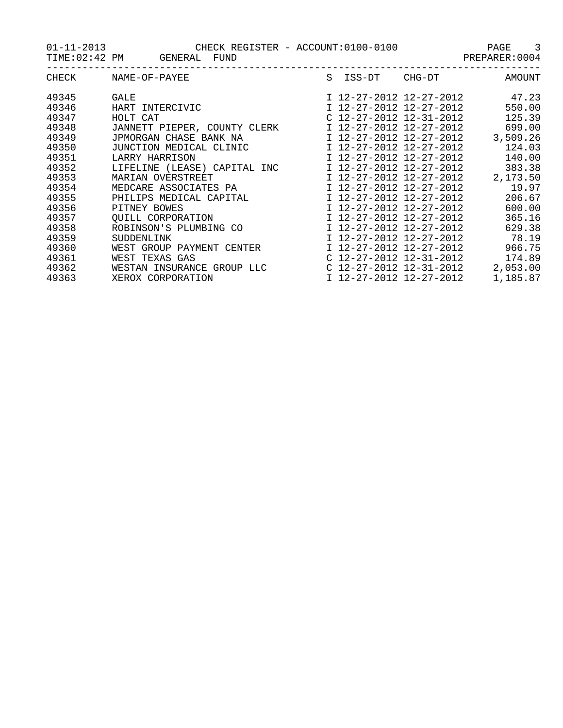CHECK REGISTER - ACCOUNT:0100-0100

GENERAL FUND

| CHECK | NAME-OF-PAYEE | S | ISS-DT | CHG-DT | AMOUNT |
|---|---|---|---|---|---|
| 49345 | GALE | I | 12-27-2012 | 12-27-2012 | 47.23 |
| 49346 | HART INTERCIVIC | I | 12-27-2012 | 12-27-2012 | 550.00 |
| 49347 | HOLT CAT | C | 12-27-2012 | 12-31-2012 | 125.39 |
| 49348 | JANNETT PIEPER, COUNTY CLERK | I | 12-27-2012 | 12-27-2012 | 699.00 |
| 49349 | JPMORGAN CHASE BANK NA | I | 12-27-2012 | 12-27-2012 | 3,509.26 |
| 49350 | JUNCTION MEDICAL CLINIC | I | 12-27-2012 | 12-27-2012 | 124.03 |
| 49351 | LARRY HARRISON | I | 12-27-2012 | 12-27-2012 | 140.00 |
| 49352 | LIFELINE (LEASE) CAPITAL INC | I | 12-27-2012 | 12-27-2012 | 383.38 |
| 49353 | MARIAN OVERSTREET | I | 12-27-2012 | 12-27-2012 | 2,173.50 |
| 49354 | MEDCARE ASSOCIATES PA | I | 12-27-2012 | 12-27-2012 | 19.97 |
| 49355 | PHILIPS MEDICAL CAPITAL | I | 12-27-2012 | 12-27-2012 | 206.67 |
| 49356 | PITNEY BOWES | I | 12-27-2012 | 12-27-2012 | 600.00 |
| 49357 | QUILL CORPORATION | I | 12-27-2012 | 12-27-2012 | 365.16 |
| 49358 | ROBINSON'S PLUMBING CO | I | 12-27-2012 | 12-27-2012 | 629.38 |
| 49359 | SUDDENLINK | I | 12-27-2012 | 12-27-2012 | 78.19 |
| 49360 | WEST GROUP PAYMENT CENTER | I | 12-27-2012 | 12-27-2012 | 966.75 |
| 49361 | WEST TEXAS GAS | C | 12-27-2012 | 12-31-2012 | 174.89 |
| 49362 | WESTAN INSURANCE GROUP LLC | C | 12-27-2012 | 12-31-2012 | 2,053.00 |
| 49363 | XEROX CORPORATION | I | 12-27-2012 | 12-27-2012 | 1,185.87 |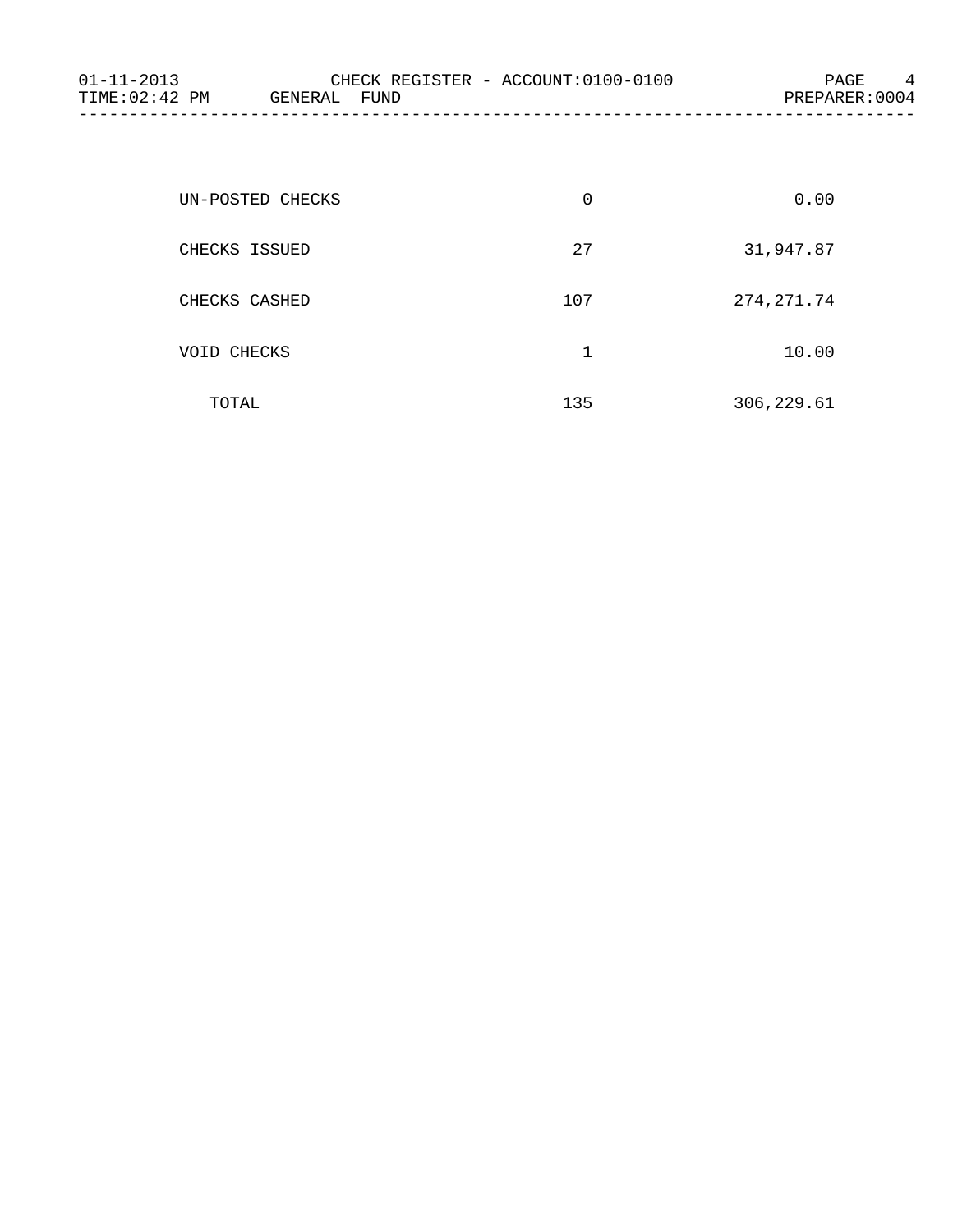| | | |
|---|---|---|
| UN-POSTED CHECKS | 0 | 0.00 |
| CHECKS ISSUED | 27 | 31,947.87 |
| CHECKS CASHED | 107 | 274,271.74 |
| VOID CHECKS | 1 | 10.00 |
| TOTAL | 135 | 306,229.61 |